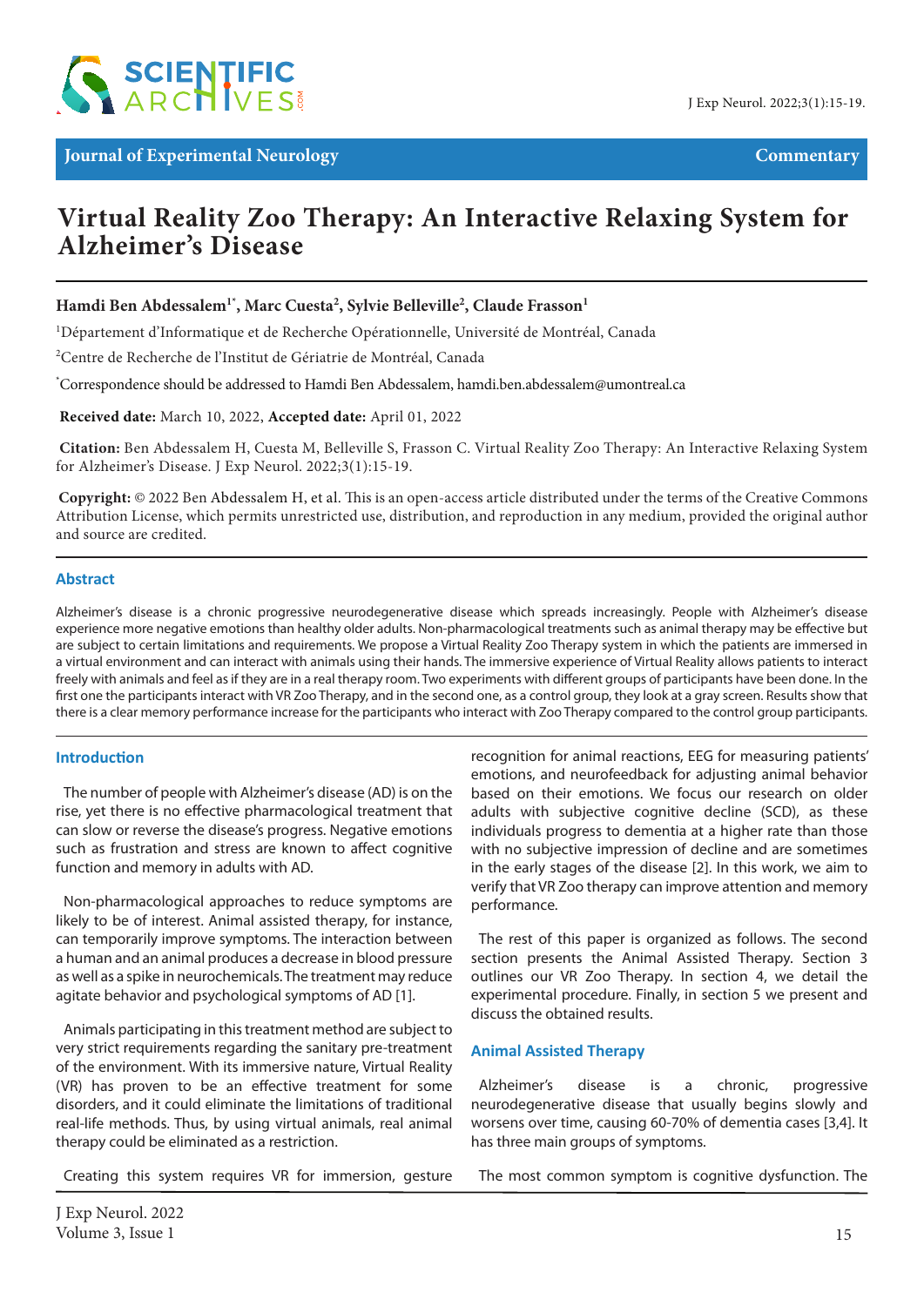Journal of Experimental Neurology

Commentary

# Virtual Reality Zoo Therapy: An Interactive Relaxing System for Alzheimer's Disease

**Hamdi Ben Abdessalem[1*], Marc Cuesta[2], Sylvie Belleville[2], Claude Frasson[1]**

[1]Département d'Informatique et de Recherche Opérationnelle, Université de Montréal, Canada

[2]Centre de Recherche de l'Institut de Gériatrie de Montréal, Canada

[*]Correspondence should be addressed to Hamdi Ben Abdessalem, hamdi.ben.abdessalem@umontreal.ca

**Received date:** March 10, 2022, **Accepted date:** April 01, 2022

**Citation:** Ben Abdessalem H, Cuesta M, Belleville S, Frasson C. Virtual Reality Zoo Therapy: An Interactive Relaxing System for Alzheimer's Disease. J Exp Neurol. 2022;3(1):15-19.

**Copyright:** © 2022 Ben Abdessalem H, et al. This is an open-access article distributed under the terms of the Creative Commons Attribution License, which permits unrestricted use, distribution, and reproduction in any medium, provided the original author and source are credited.

## Abstract

Alzheimer's disease is a chronic progressive neurodegenerative disease which spreads increasingly. People with Alzheimer's disease experience more negative emotions than healthy older adults. Non-pharmacological treatments such as animal therapy may be effective but are subject to certain limitations and requirements. We propose a Virtual Reality Zoo Therapy system in which the patients are immersed in a virtual environment and can interact with animals using their hands. The immersive experience of Virtual Reality allows patients to interact freely with animals and feel as if they are in a real therapy room. Two experiments with different groups of participants have been done. In the first one the participants interact with VR Zoo Therapy, and in the second one, as a control group, they look at a gray screen. Results show that there is a clear memory performance increase for the participants who interact with Zoo Therapy compared to the control group participants.

## Introduction

The number of people with Alzheimer's disease (AD) is on the rise, yet there is no effective pharmacological treatment that can slow or reverse the disease's progress. Negative emotions such as frustration and stress are known to affect cognitive function and memory in adults with AD.

Non-pharmacological approaches to reduce symptoms are likely to be of interest. Animal assisted therapy, for instance, can temporarily improve symptoms. The interaction between a human and an animal produces a decrease in blood pressure as well as a spike in neurochemicals. The treatment may reduce agitate behavior and psychological symptoms of AD [1].

Animals participating in this treatment method are subject to very strict requirements regarding the sanitary pre-treatment of the environment. With its immersive nature, Virtual Reality (VR) has proven to be an effective treatment for some disorders, and it could eliminate the limitations of traditional real-life methods. Thus, by using virtual animals, real animal therapy could be eliminated as a restriction.

Creating this system requires VR for immersion, gesture recognition for animal reactions, EEG for measuring patients' emotions, and neurofeedback for adjusting animal behavior based on their emotions. We focus our research on older adults with subjective cognitive decline (SCD), as these individuals progress to dementia at a higher rate than those with no subjective impression of decline and are sometimes in the early stages of the disease [2]. In this work, we aim to verify that VR Zoo therapy can improve attention and memory performance.

The rest of this paper is organized as follows. The second section presents the Animal Assisted Therapy. Section 3 outlines our VR Zoo Therapy. In section 4, we detail the experimental procedure. Finally, in section 5 we present and discuss the obtained results.

## Animal Assisted Therapy

Alzheimer's disease is a chronic, progressive neurodegenerative disease that usually begins slowly and worsens over time, causing 60-70% of dementia cases [3,4]. It has three main groups of symptoms.

The most common symptom is cognitive dysfunction. The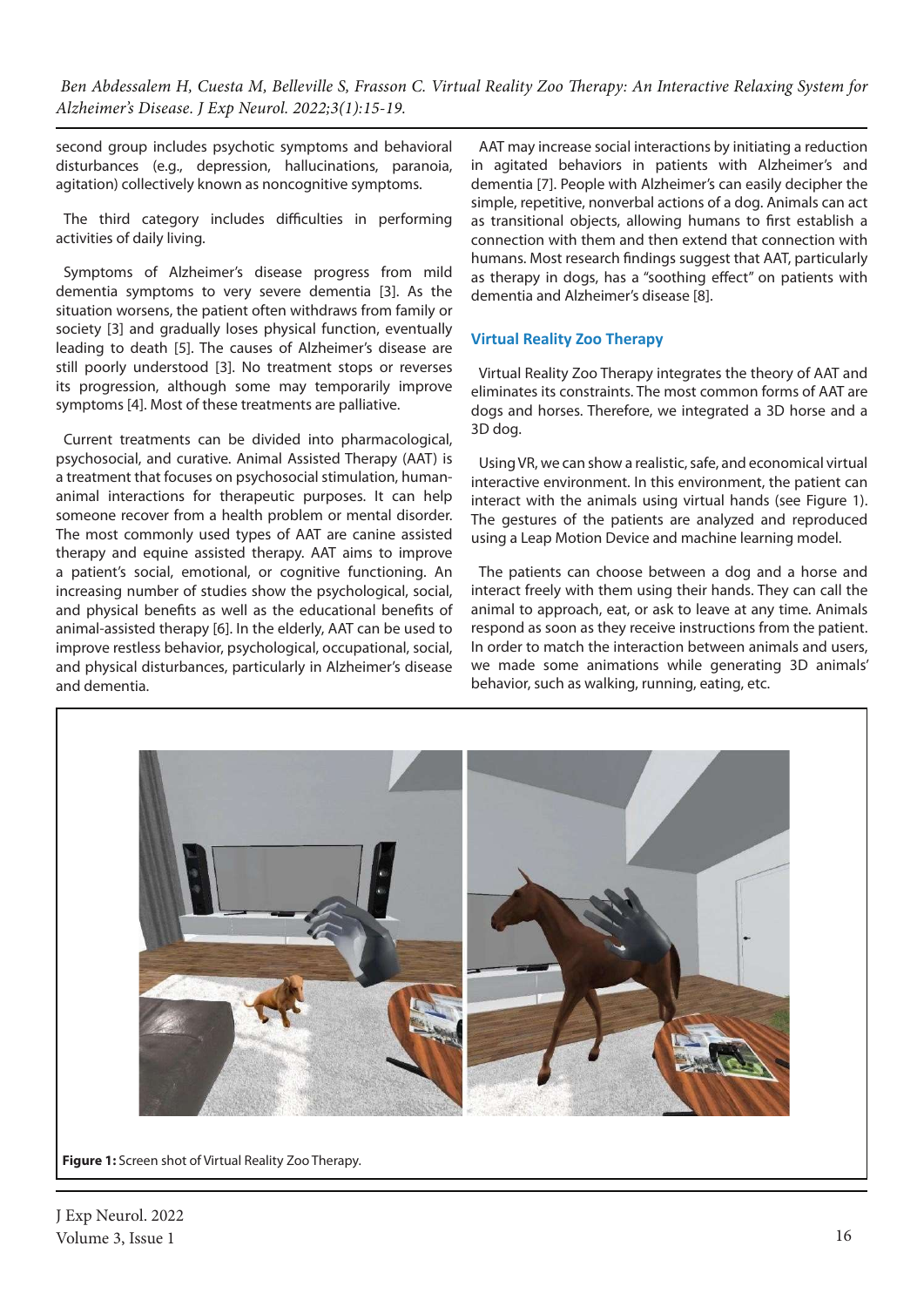second group includes psychotic symptoms and behavioral disturbances (e.g., depression, hallucinations, paranoia, agitation) collectively known as noncognitive symptoms.

The third category includes difficulties in performing activities of daily living.

Symptoms of Alzheimer's disease progress from mild dementia symptoms to very severe dementia [3]. As the situation worsens, the patient often withdraws from family or society [3] and gradually loses physical function, eventually leading to death [5]. The causes of Alzheimer's disease are still poorly understood [3]. No treatment stops or reverses its progression, although some may temporarily improve symptoms [4]. Most of these treatments are palliative.

Current treatments can be divided into pharmacological, psychosocial, and curative. Animal Assisted Therapy (AAT) is a treatment that focuses on psychosocial stimulation, human-animal interactions for therapeutic purposes. It can help someone recover from a health problem or mental disorder. The most commonly used types of AAT are canine assisted therapy and equine assisted therapy. AAT aims to improve a patient's social, emotional, or cognitive functioning. An increasing number of studies show the psychological, social, and physical benefits as well as the educational benefits of animal-assisted therapy [6]. In the elderly, AAT can be used to improve restless behavior, psychological, occupational, social, and physical disturbances, particularly in Alzheimer's disease and dementia.

AAT may increase social interactions by initiating a reduction in agitated behaviors in patients with Alzheimer's and dementia [7]. People with Alzheimer's can easily decipher the simple, repetitive, nonverbal actions of a dog. Animals can act as transitional objects, allowing humans to first establish a connection with them and then extend that connection with humans. Most research findings suggest that AAT, particularly as therapy in dogs, has a "soothing effect" on patients with dementia and Alzheimer's disease [8].

## Virtual Reality Zoo Therapy

Virtual Reality Zoo Therapy integrates the theory of AAT and eliminates its constraints. The most common forms of AAT are dogs and horses. Therefore, we integrated a 3D horse and a 3D dog.

Using VR, we can show a realistic, safe, and economical virtual interactive environment. In this environment, the patient can interact with the animals using virtual hands (see Figure 1). The gestures of the patients are analyzed and reproduced using a Leap Motion Device and machine learning model.

The patients can choose between a dog and a horse and interact freely with them using their hands. They can call the animal to approach, eat, or ask to leave at any time. Animals respond as soon as they receive instructions from the patient. In order to match the interaction between animals and users, we made some animations while generating 3D animals' behavior, such as walking, running, eating, etc.

**Figure 1:** Screen shot of Virtual Reality Zoo Therapy.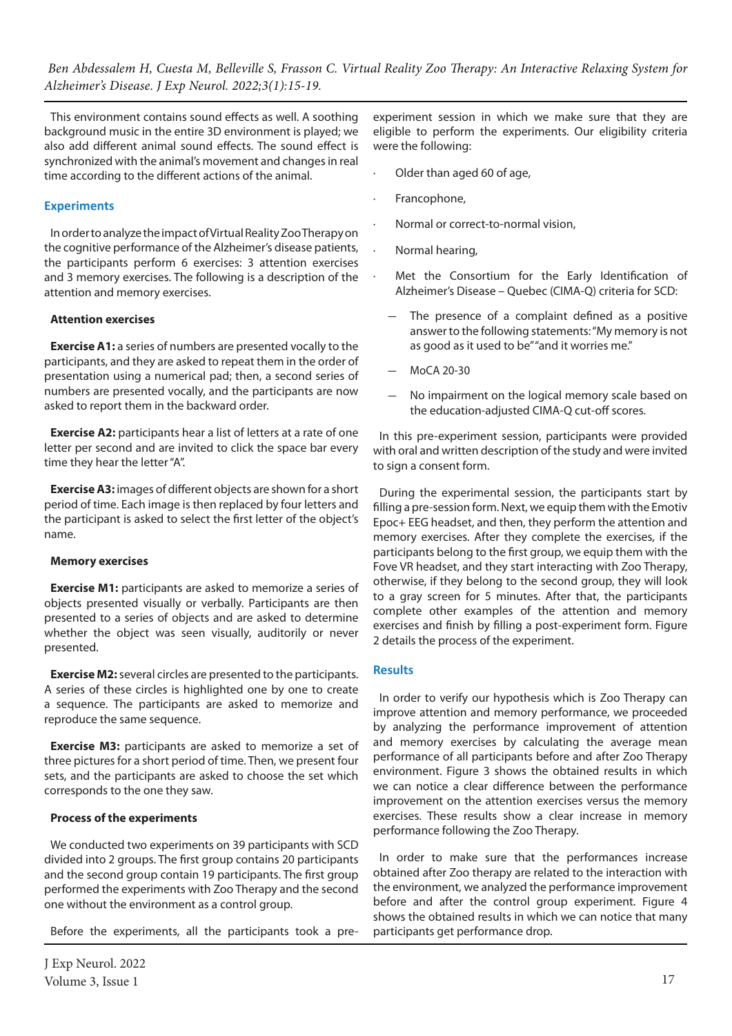This environment contains sound effects as well. A soothing background music in the entire 3D environment is played; we also add different animal sound effects. The sound effect is synchronized with the animal's movement and changes in real time according to the different actions of the animal.

## Experiments

In order to analyze the impact of Virtual Reality Zoo Therapy on the cognitive performance of the Alzheimer's disease patients, the participants perform 6 exercises: 3 attention exercises and 3 memory exercises. The following is a description of the attention and memory exercises.

### Attention exercises

**Exercise A1:** a series of numbers are presented vocally to the participants, and they are asked to repeat them in the order of presentation using a numerical pad; then, a second series of numbers are presented vocally, and the participants are now asked to report them in the backward order.

**Exercise A2:** participants hear a list of letters at a rate of one letter per second and are invited to click the space bar every time they hear the letter "A".

**Exercise A3:** images of different objects are shown for a short period of time. Each image is then replaced by four letters and the participant is asked to select the first letter of the object's name.

### Memory exercises

**Exercise M1:** participants are asked to memorize a series of objects presented visually or verbally. Participants are then presented to a series of objects and are asked to determine whether the object was seen visually, auditorily or never presented.

**Exercise M2:** several circles are presented to the participants. A series of these circles is highlighted one by one to create a sequence. The participants are asked to memorize and reproduce the same sequence.

**Exercise M3:** participants are asked to memorize a set of three pictures for a short period of time. Then, we present four sets, and the participants are asked to choose the set which corresponds to the one they saw.

### Process of the experiments

We conducted two experiments on 39 participants with SCD divided into 2 groups. The first group contains 20 participants and the second group contain 19 participants. The first group performed the experiments with Zoo Therapy and the second one without the environment as a control group.

Before the experiments, all the participants took a pre-experiment session in which we make sure that they are eligible to perform the experiments. Our eligibility criteria were the following:

- Older than aged 60 of age,
- Francophone,
- Normal or correct-to-normal vision,
- Normal hearing,
- Met the Consortium for the Early Identification of Alzheimer's Disease – Quebec (CIMA-Q) criteria for SCD:
  - The presence of a complaint defined as a positive answer to the following statements: "My memory is not as good as it used to be" "and it worries me."
  - MoCA 20-30
  - No impairment on the logical memory scale based on the education-adjusted CIMA-Q cut-off scores.

In this pre-experiment session, participants were provided with oral and written description of the study and were invited to sign a consent form.

During the experimental session, the participants start by filling a pre-session form. Next, we equip them with the Emotiv Epoc+ EEG headset, and then, they perform the attention and memory exercises. After they complete the exercises, if the participants belong to the first group, we equip them with the Fove VR headset, and they start interacting with Zoo Therapy, otherwise, if they belong to the second group, they will look to a gray screen for 5 minutes. After that, the participants complete other examples of the attention and memory exercises and finish by filling a post-experiment form. Figure 2 details the process of the experiment.

## Results

In order to verify our hypothesis which is Zoo Therapy can improve attention and memory performance, we proceeded by analyzing the performance improvement of attention and memory exercises by calculating the average mean performance of all participants before and after Zoo Therapy environment. Figure 3 shows the obtained results in which we can notice a clear difference between the performance improvement on the attention exercises versus the memory exercises. These results show a clear increase in memory performance following the Zoo Therapy.

In order to make sure that the performances increase obtained after Zoo therapy are related to the interaction with the environment, we analyzed the performance improvement before and after the control group experiment. Figure 4 shows the obtained results in which we can notice that many participants get performance drop.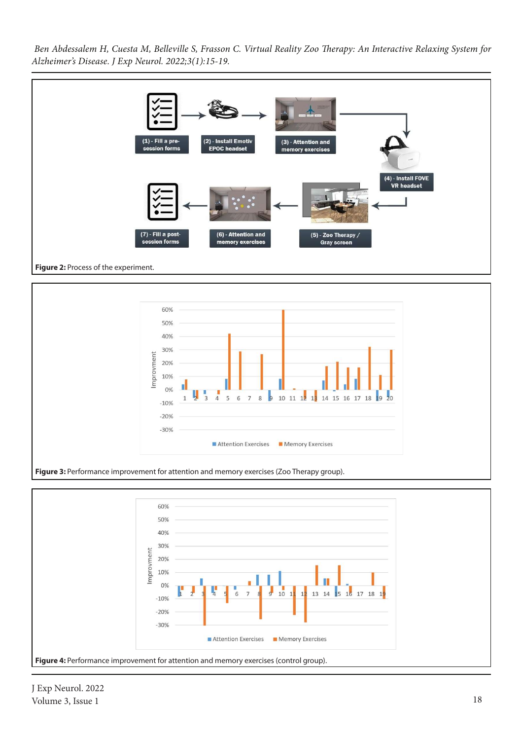Figure 2: Process of the experiment.

Figure 3: Performance improvement for attention and memory exercises (Zoo Therapy group).

Figure 4: Performance improvement for attention and memory exercises (control group).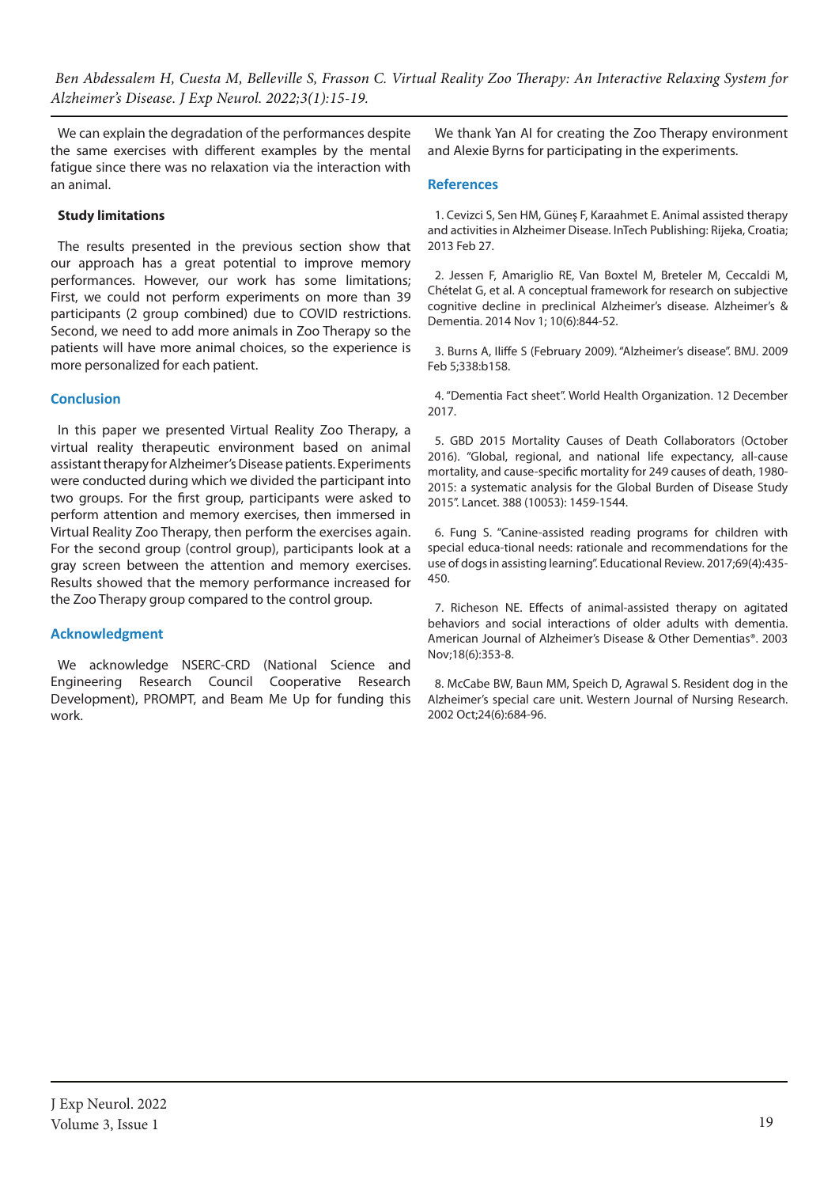We can explain the degradation of the performances despite the same exercises with different examples by the mental fatigue since there was no relaxation via the interaction with an animal.

**Study limitations**

The results presented in the previous section show that our approach has a great potential to improve memory performances. However, our work has some limitations; First, we could not perform experiments on more than 39 participants (2 group combined) due to COVID restrictions. Second, we need to add more animals in Zoo Therapy so the patients will have more animal choices, so the experience is more personalized for each patient.

## Conclusion

In this paper we presented Virtual Reality Zoo Therapy, a virtual reality therapeutic environment based on animal assistant therapy for Alzheimer's Disease patients. Experiments were conducted during which we divided the participant into two groups. For the first group, participants were asked to perform attention and memory exercises, then immersed in Virtual Reality Zoo Therapy, then perform the exercises again. For the second group (control group), participants look at a gray screen between the attention and memory exercises. Results showed that the memory performance increased for the Zoo Therapy group compared to the control group.

## Acknowledgment

We acknowledge NSERC-CRD (National Science and Engineering Research Council Cooperative Research Development), PROMPT, and Beam Me Up for funding this work.

We thank Yan AI for creating the Zoo Therapy environment and Alexie Byrns for participating in the experiments.

## References

1. Cevizci S, Sen HM, Güneş F, Karaahmet E. Animal assisted therapy and activities in Alzheimer Disease. InTech Publishing: Rijeka, Croatia; 2013 Feb 27.

2. Jessen F, Amariglio RE, Van Boxtel M, Breteler M, Ceccaldi M, Chételat G, et al. A conceptual framework for research on subjective cognitive decline in preclinical Alzheimer's disease. Alzheimer's & Dementia. 2014 Nov 1; 10(6):844-52.

3. Burns A, Iliffe S (February 2009). "Alzheimer's disease". BMJ. 2009 Feb 5;338:b158.

4. "Dementia Fact sheet". World Health Organization. 12 December 2017.

5. GBD 2015 Mortality Causes of Death Collaborators (October 2016). "Global, regional, and national life expectancy, all-cause mortality, and cause-specific mortality for 249 causes of death, 1980-2015: a systematic analysis for the Global Burden of Disease Study 2015". Lancet. 388 (10053): 1459-1544.

6. Fung S. "Canine-assisted reading programs for children with special educa-tional needs: rationale and recommendations for the use of dogs in assisting learning". Educational Review. 2017;69(4):435-450.

7. Richeson NE. Effects of animal-assisted therapy on agitated behaviors and social interactions of older adults with dementia. American Journal of Alzheimer's Disease & Other Dementias®. 2003 Nov;18(6):353-8.

8. McCabe BW, Baun MM, Speich D, Agrawal S. Resident dog in the Alzheimer's special care unit. Western Journal of Nursing Research. 2002 Oct;24(6):684-96.